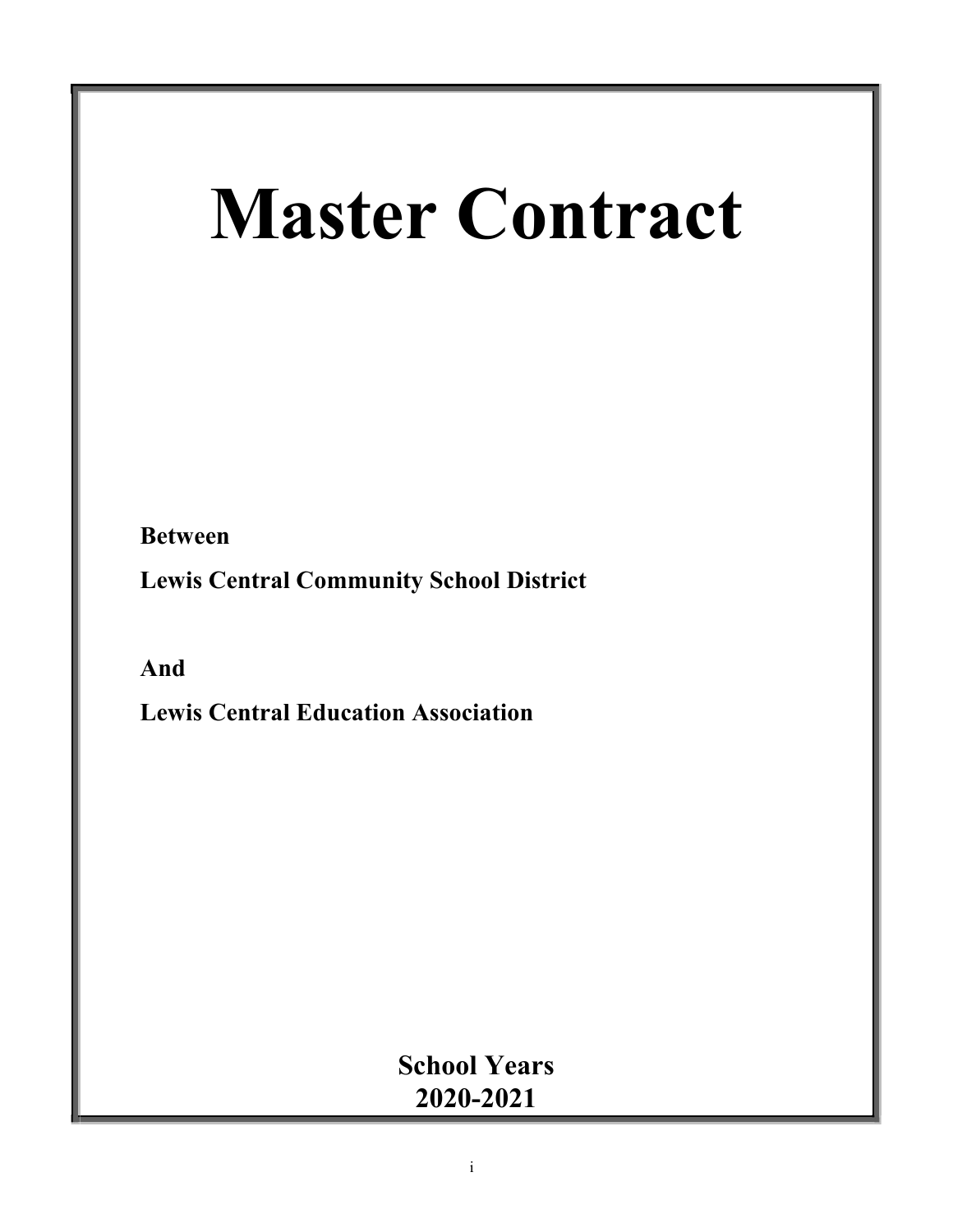# Master Contract

**Between**

**Lewis Central Community School District**

**And**

**Lewis Central Education Association**

**School Years**
**2020-2021**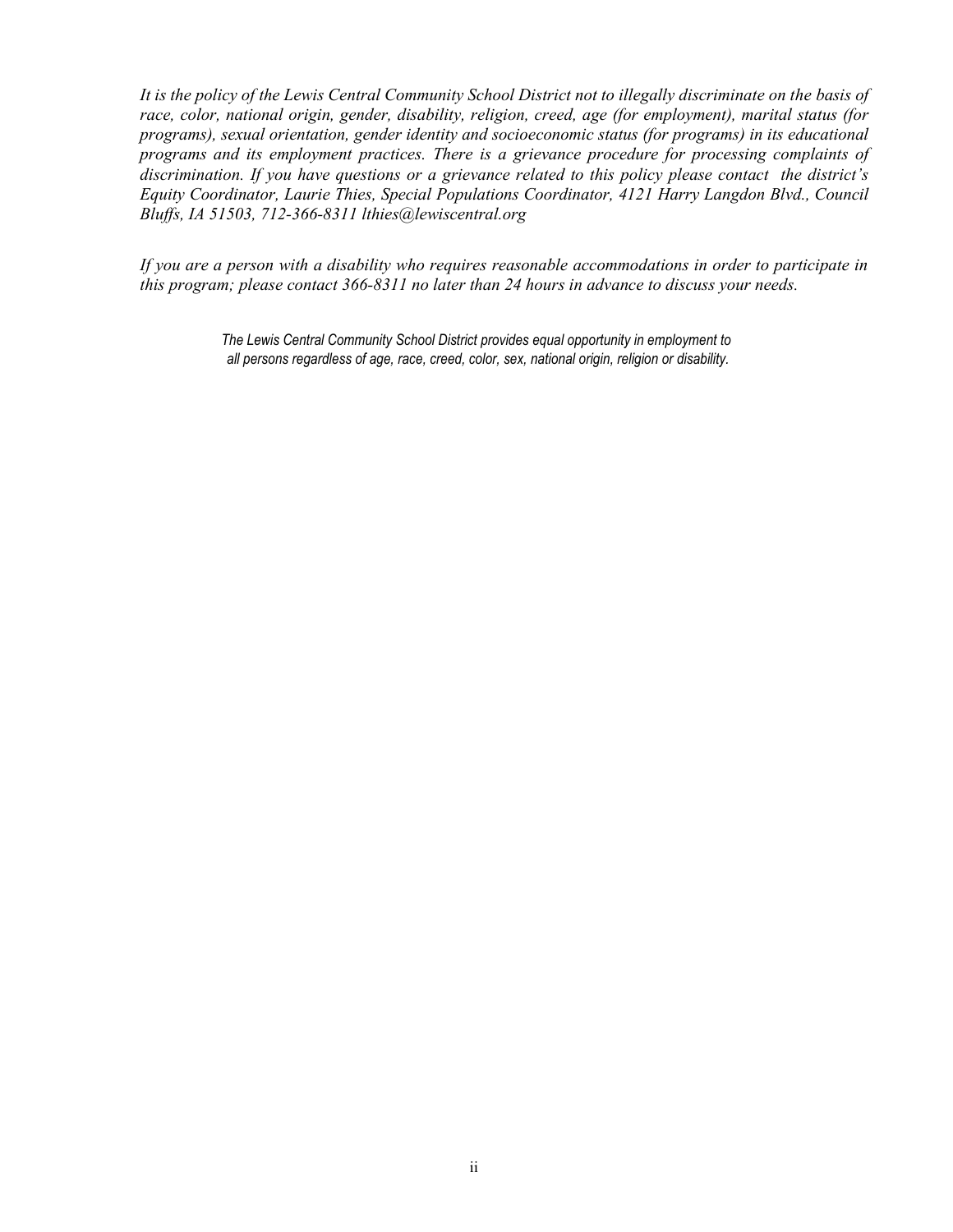*It is the policy of the Lewis Central Community School District not to illegally discriminate on the basis of race, color, national origin, gender, disability, religion, creed, age (for employment), marital status (for programs), sexual orientation, gender identity and socioeconomic status (for programs) in its educational programs and its employment practices. There is a grievance procedure for processing complaints of discrimination. If you have questions or a grievance related to this policy please contact the district's Equity Coordinator, Laurie Thies, Special Populations Coordinator, 4121 Harry Langdon Blvd., Council Bluffs, IA 51503, 712-366-8311 lthies@lewiscentral.org*

*If you are a person with a disability who requires reasonable accommodations in order to participate in this program; please contact 366-8311 no later than 24 hours in advance to discuss your needs.*

*The Lewis Central Community School District provides equal opportunity in employment to all persons regardless of age, race, creed, color, sex, national origin, religion or disability.*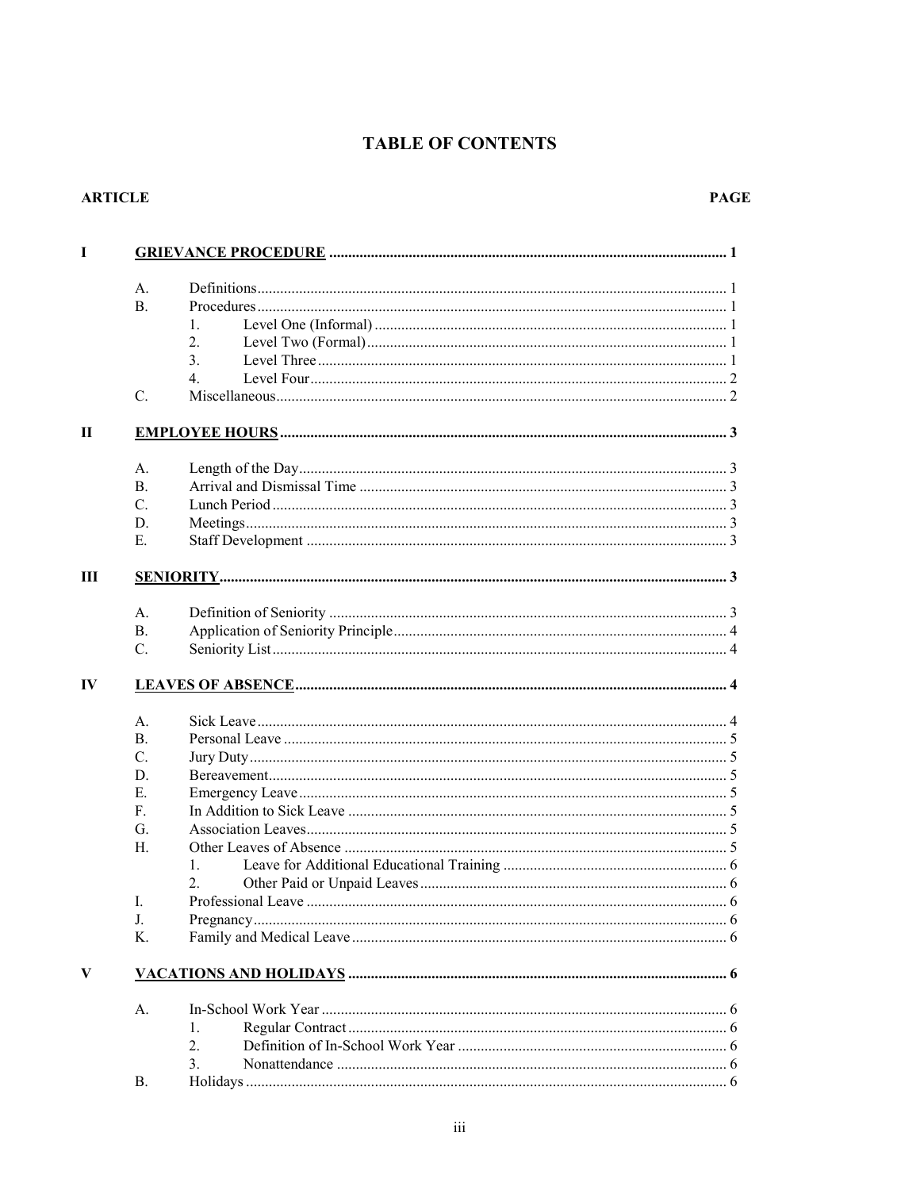# TABLE OF CONTENTS

| ARTICLE | | | | PAGE |
|---|---|---|---|---|
| I | **GRIEVANCE PROCEDURE** | | | **1** |
| | A. | Definitions | | 1 |
| | B. | Procedures | | 1 |
| | | 1. | Level One (Informal) | 1 |
| | | 2. | Level Two (Formal) | 1 |
| | | 3. | Level Three | 1 |
| | | 4. | Level Four | 2 |
| | C. | Miscellaneous | | 2 |
| II | **EMPLOYEE HOURS** | | | **3** |
| | A. | Length of the Day | | 3 |
| | B. | Arrival and Dismissal Time | | 3 |
| | C. | Lunch Period | | 3 |
| | D. | Meetings | | 3 |
| | E. | Staff Development | | 3 |
| III | **SENIORITY** | | | **3** |
| | A. | Definition of Seniority | | 3 |
| | B. | Application of Seniority Principle | | 4 |
| | C. | Seniority List | | 4 |
| IV | **LEAVES OF ABSENCE** | | | **4** |
| | A. | Sick Leave | | 4 |
| | B. | Personal Leave | | 5 |
| | C. | Jury Duty | | 5 |
| | D. | Bereavement | | 5 |
| | E. | Emergency Leave | | 5 |
| | F. | In Addition to Sick Leave | | 5 |
| | G. | Association Leaves | | 5 |
| | H. | Other Leaves of Absence | | 5 |
| | | 1. | Leave for Additional Educational Training | 6 |
| | | 2. | Other Paid or Unpaid Leaves | 6 |
| | I. | Professional Leave | | 6 |
| | J. | Pregnancy | | 6 |
| | K. | Family and Medical Leave | | 6 |
| V | **VACATIONS AND HOLIDAYS** | | | **6** |
| | A. | In-School Work Year | | 6 |
| | | 1. | Regular Contract | 6 |
| | | 2. | Definition of In-School Work Year | 6 |
| | | 3. | Nonattendance | 6 |
| | B. | Holidays | | 6 |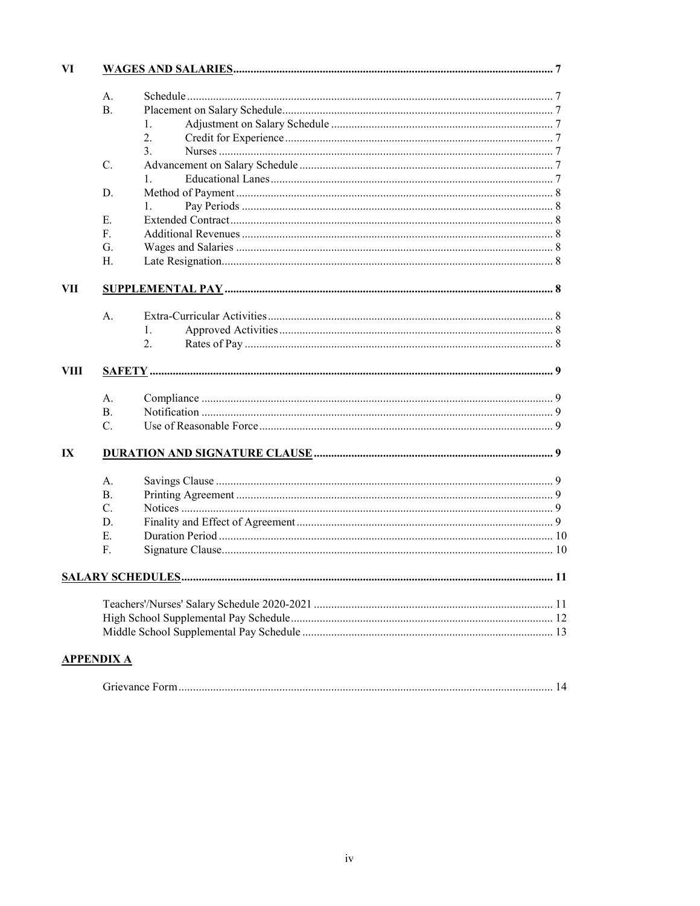| | | | |
|---|---|---|---|
| **VI** | **WAGES AND SALARIES** | | **7** |
| | A. | Schedule | 7 |
| | B. | Placement on Salary Schedule | 7 |
| | | 1. Adjustment on Salary Schedule | 7 |
| | | 2. Credit for Experience | 7 |
| | | 3. Nurses | 7 |
| | C. | Advancement on Salary Schedule | 7 |
| | | 1. Educational Lanes | 7 |
| | D. | Method of Payment | 8 |
| | | 1. Pay Periods | 8 |
| | E. | Extended Contract | 8 |
| | F. | Additional Revenues | 8 |
| | G. | Wages and Salaries | 8 |
| | H. | Late Resignation | 8 |
| **VII** | **SUPPLEMENTAL PAY** | | **8** |
| | A. | Extra-Curricular Activities | 8 |
| | | 1. Approved Activities | 8 |
| | | 2. Rates of Pay | 8 |
| **VIII** | **SAFETY** | | **9** |
| | A. | Compliance | 9 |
| | B. | Notification | 9 |
| | C. | Use of Reasonable Force | 9 |
| **IX** | **DURATION AND SIGNATURE CLAUSE** | | **9** |
| | A. | Savings Clause | 9 |
| | B. | Printing Agreement | 9 |
| | C. | Notices | 9 |
| | D. | Finality and Effect of Agreement | 9 |
| | E. | Duration Period | 10 |
| | F. | Signature Clause | 10 |
| **SALARY SCHEDULES** | | | **11** |
| | Teachers'/Nurses' Salary Schedule 2020-2021 | | 11 |
| | High School Supplemental Pay Schedule | | 12 |
| | Middle School Supplemental Pay Schedule | | 13 |
| **APPENDIX A** | | | |
| | Grievance Form | | 14 |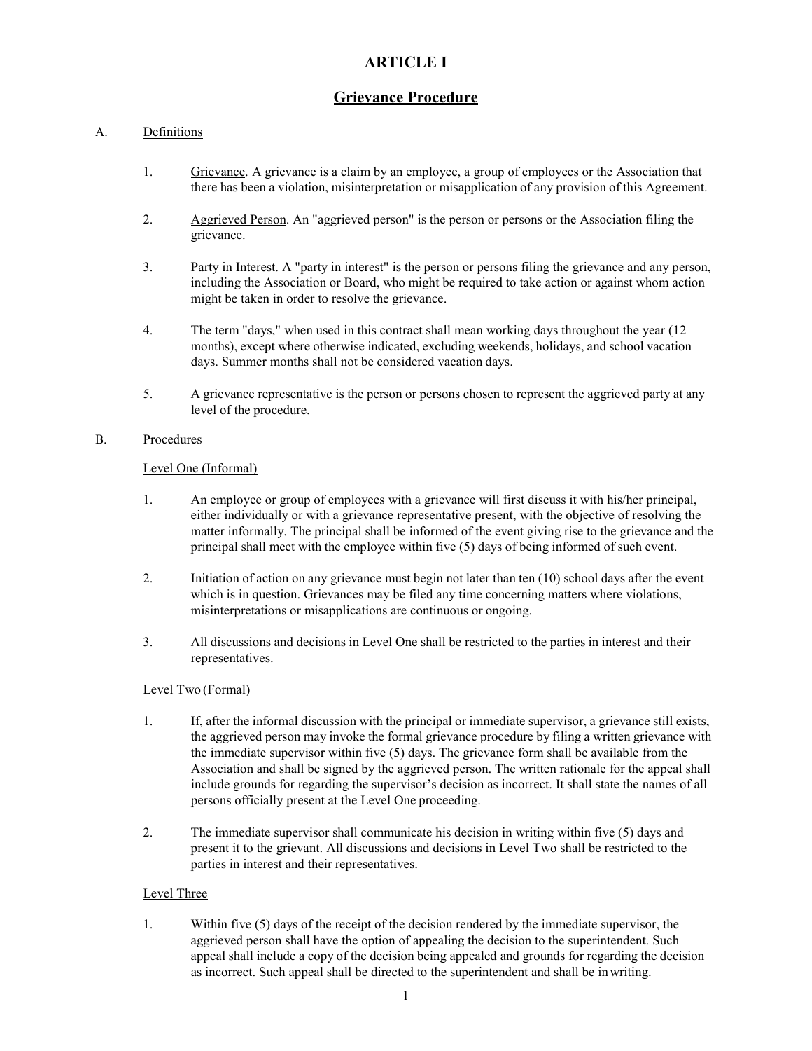# ARTICLE I

## Grievance Procedure

A. Definitions

1. Grievance. A grievance is a claim by an employee, a group of employees or the Association that there has been a violation, misinterpretation or misapplication of any provision of this Agreement.

2. Aggrieved Person. An "aggrieved person" is the person or persons or the Association filing the grievance.

3. Party in Interest. A "party in interest" is the person or persons filing the grievance and any person, including the Association or Board, who might be required to take action or against whom action might be taken in order to resolve the grievance.

4. The term "days," when used in this contract shall mean working days throughout the year (12 months), except where otherwise indicated, excluding weekends, holidays, and school vacation days. Summer months shall not be considered vacation days.

5. A grievance representative is the person or persons chosen to represent the aggrieved party at any level of the procedure.

B. Procedures

Level One (Informal)

1. An employee or group of employees with a grievance will first discuss it with his/her principal, either individually or with a grievance representative present, with the objective of resolving the matter informally. The principal shall be informed of the event giving rise to the grievance and the principal shall meet with the employee within five (5) days of being informed of such event.

2. Initiation of action on any grievance must begin not later than ten (10) school days after the event which is in question. Grievances may be filed any time concerning matters where violations, misinterpretations or misapplications are continuous or ongoing.

3. All discussions and decisions in Level One shall be restricted to the parties in interest and their representatives.

Level Two (Formal)

1. If, after the informal discussion with the principal or immediate supervisor, a grievance still exists, the aggrieved person may invoke the formal grievance procedure by filing a written grievance with the immediate supervisor within five (5) days. The grievance form shall be available from the Association and shall be signed by the aggrieved person. The written rationale for the appeal shall include grounds for regarding the supervisor's decision as incorrect. It shall state the names of all persons officially present at the Level One proceeding.

2. The immediate supervisor shall communicate his decision in writing within five (5) days and present it to the grievant. All discussions and decisions in Level Two shall be restricted to the parties in interest and their representatives.

Level Three

1. Within five (5) days of the receipt of the decision rendered by the immediate supervisor, the aggrieved person shall have the option of appealing the decision to the superintendent. Such appeal shall include a copy of the decision being appealed and grounds for regarding the decision as incorrect. Such appeal shall be directed to the superintendent and shall be in writing.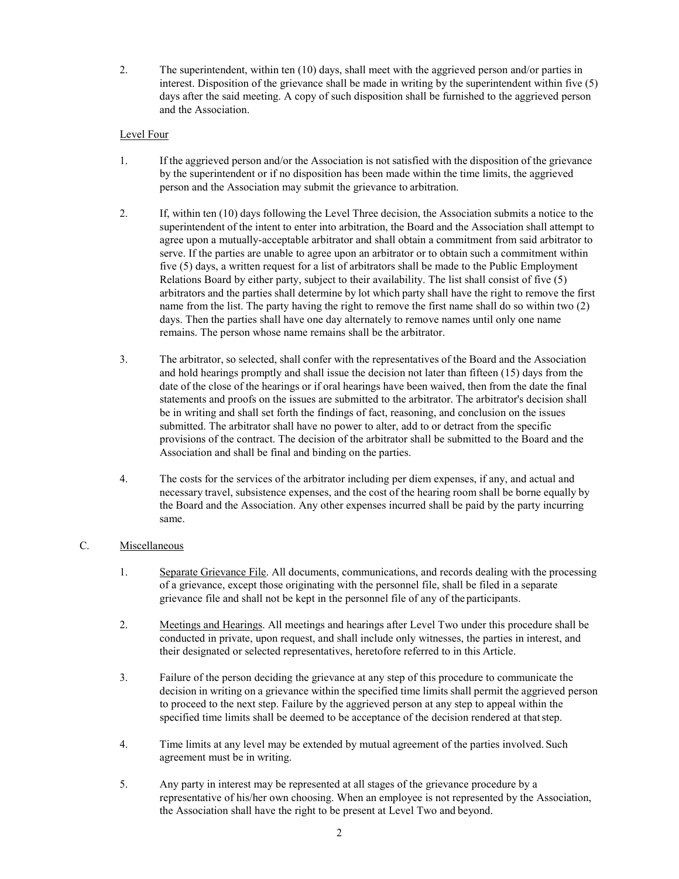2. The superintendent, within ten (10) days, shall meet with the aggrieved person and/or parties in interest. Disposition of the grievance shall be made in writing by the superintendent within five (5) days after the said meeting. A copy of such disposition shall be furnished to the aggrieved person and the Association.

Level Four

1. If the aggrieved person and/or the Association is not satisfied with the disposition of the grievance by the superintendent or if no disposition has been made within the time limits, the aggrieved person and the Association may submit the grievance to arbitration.

2. If, within ten (10) days following the Level Three decision, the Association submits a notice to the superintendent of the intent to enter into arbitration, the Board and the Association shall attempt to agree upon a mutually-acceptable arbitrator and shall obtain a commitment from said arbitrator to serve. If the parties are unable to agree upon an arbitrator or to obtain such a commitment within five (5) days, a written request for a list of arbitrators shall be made to the Public Employment Relations Board by either party, subject to their availability. The list shall consist of five (5) arbitrators and the parties shall determine by lot which party shall have the right to remove the first name from the list. The party having the right to remove the first name shall do so within two (2) days. Then the parties shall have one day alternately to remove names until only one name remains. The person whose name remains shall be the arbitrator.

3. The arbitrator, so selected, shall confer with the representatives of the Board and the Association and hold hearings promptly and shall issue the decision not later than fifteen (15) days from the date of the close of the hearings or if oral hearings have been waived, then from the date the final statements and proofs on the issues are submitted to the arbitrator. The arbitrator's decision shall be in writing and shall set forth the findings of fact, reasoning, and conclusion on the issues submitted. The arbitrator shall have no power to alter, add to or detract from the specific provisions of the contract. The decision of the arbitrator shall be submitted to the Board and the Association and shall be final and binding on the parties.

4. The costs for the services of the arbitrator including per diem expenses, if any, and actual and necessary travel, subsistence expenses, and the cost of the hearing room shall be borne equally by the Board and the Association. Any other expenses incurred shall be paid by the party incurring same.

C. Miscellaneous

1. Separate Grievance File. All documents, communications, and records dealing with the processing of a grievance, except those originating with the personnel file, shall be filed in a separate grievance file and shall not be kept in the personnel file of any of the participants.

2. Meetings and Hearings. All meetings and hearings after Level Two under this procedure shall be conducted in private, upon request, and shall include only witnesses, the parties in interest, and their designated or selected representatives, heretofore referred to in this Article.

3. Failure of the person deciding the grievance at any step of this procedure to communicate the decision in writing on a grievance within the specified time limits shall permit the aggrieved person to proceed to the next step. Failure by the aggrieved person at any step to appeal within the specified time limits shall be deemed to be acceptance of the decision rendered at that step.

4. Time limits at any level may be extended by mutual agreement of the parties involved. Such agreement must be in writing.

5. Any party in interest may be represented at all stages of the grievance procedure by a representative of his/her own choosing. When an employee is not represented by the Association, the Association shall have the right to be present at Level Two and beyond.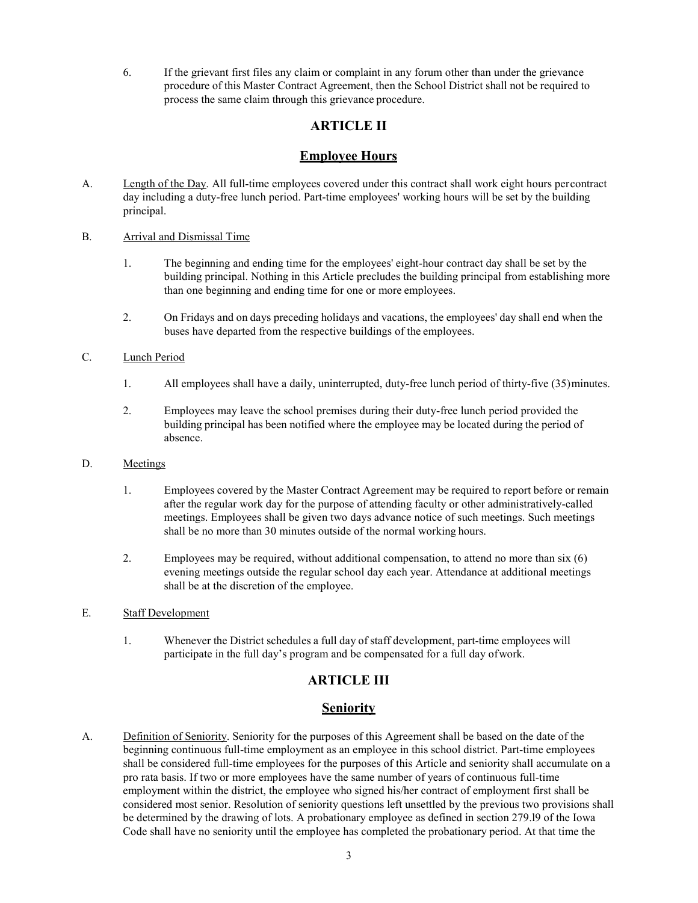6. If the grievant first files any claim or complaint in any forum other than under the grievance procedure of this Master Contract Agreement, then the School District shall not be required to process the same claim through this grievance procedure.

# ARTICLE II

## Employee Hours

A. Length of the Day. All full-time employees covered under this contract shall work eight hours per contract day including a duty-free lunch period. Part-time employees' working hours will be set by the building principal.

B. Arrival and Dismissal Time

1. The beginning and ending time for the employees' eight-hour contract day shall be set by the building principal. Nothing in this Article precludes the building principal from establishing more than one beginning and ending time for one or more employees.

2. On Fridays and on days preceding holidays and vacations, the employees' day shall end when the buses have departed from the respective buildings of the employees.

C. Lunch Period

1. All employees shall have a daily, uninterrupted, duty-free lunch period of thirty-five (35) minutes.

2. Employees may leave the school premises during their duty-free lunch period provided the building principal has been notified where the employee may be located during the period of absence.

D. Meetings

1. Employees covered by the Master Contract Agreement may be required to report before or remain after the regular work day for the purpose of attending faculty or other administratively-called meetings. Employees shall be given two days advance notice of such meetings. Such meetings shall be no more than 30 minutes outside of the normal working hours.

2. Employees may be required, without additional compensation, to attend no more than six (6) evening meetings outside the regular school day each year. Attendance at additional meetings shall be at the discretion of the employee.

E. Staff Development

1. Whenever the District schedules a full day of staff development, part-time employees will participate in the full day's program and be compensated for a full day of work.

# ARTICLE III

## Seniority

A. Definition of Seniority. Seniority for the purposes of this Agreement shall be based on the date of the beginning continuous full-time employment as an employee in this school district. Part-time employees shall be considered full-time employees for the purposes of this Article and seniority shall accumulate on a pro rata basis. If two or more employees have the same number of years of continuous full-time employment within the district, the employee who signed his/her contract of employment first shall be considered most senior. Resolution of seniority questions left unsettled by the previous two provisions shall be determined by the drawing of lots. A probationary employee as defined in section 279.19 of the Iowa Code shall have no seniority until the employee has completed the probationary period. At that time the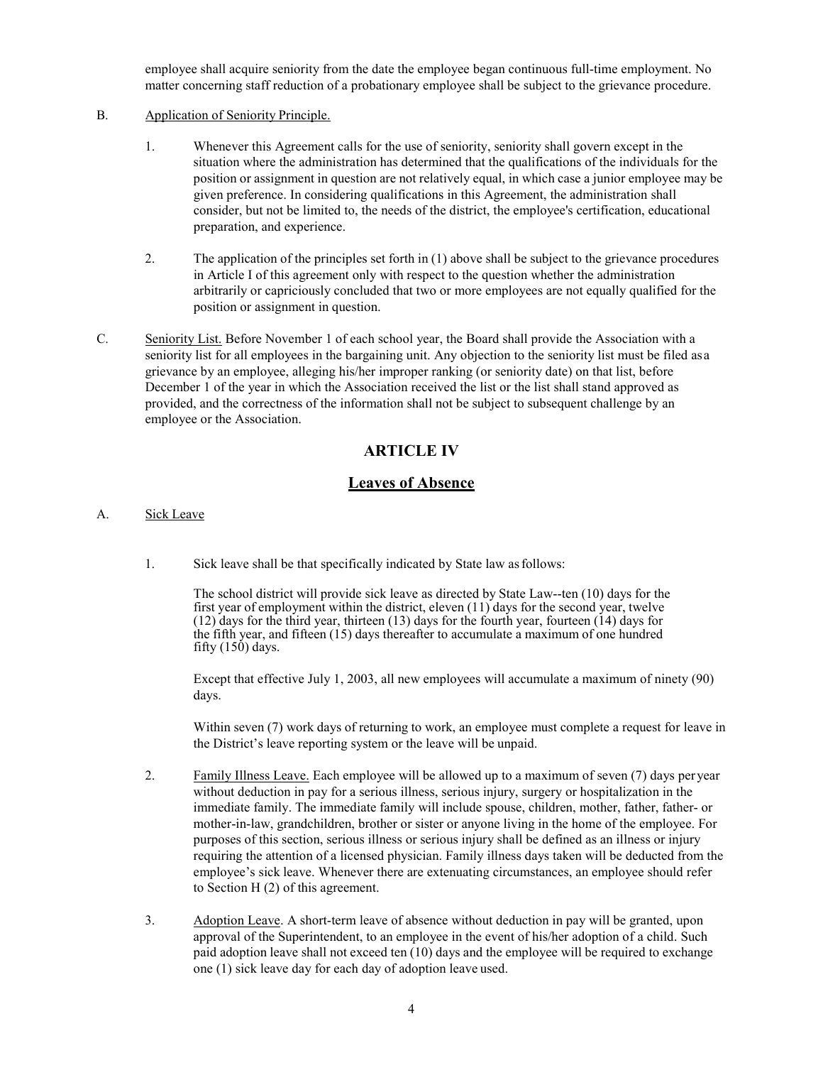employee shall acquire seniority from the date the employee began continuous full-time employment. No matter concerning staff reduction of a probationary employee shall be subject to the grievance procedure.

B. Application of Seniority Principle.

1. Whenever this Agreement calls for the use of seniority, seniority shall govern except in the situation where the administration has determined that the qualifications of the individuals for the position or assignment in question are not relatively equal, in which case a junior employee may be given preference. In considering qualifications in this Agreement, the administration shall consider, but not be limited to, the needs of the district, the employee's certification, educational preparation, and experience.

2. The application of the principles set forth in (1) above shall be subject to the grievance procedures in Article I of this agreement only with respect to the question whether the administration arbitrarily or capriciously concluded that two or more employees are not equally qualified for the position or assignment in question.

C. Seniority List. Before November 1 of each school year, the Board shall provide the Association with a seniority list for all employees in the bargaining unit. Any objection to the seniority list must be filed as a grievance by an employee, alleging his/her improper ranking (or seniority date) on that list, before December 1 of the year in which the Association received the list or the list shall stand approved as provided, and the correctness of the information shall not be subject to subsequent challenge by an employee or the Association.

## ARTICLE IV

## Leaves of Absence

A. Sick Leave

1. Sick leave shall be that specifically indicated by State law as follows:

   The school district will provide sick leave as directed by State Law--ten (10) days for the first year of employment within the district, eleven (11) days for the second year, twelve (12) days for the third year, thirteen (13) days for the fourth year, fourteen (14) days for the fifth year, and fifteen (15) days thereafter to accumulate a maximum of one hundred fifty (150) days.

   Except that effective July 1, 2003, all new employees will accumulate a maximum of ninety (90) days.

   Within seven (7) work days of returning to work, an employee must complete a request for leave in the District's leave reporting system or the leave will be unpaid.

2. Family Illness Leave. Each employee will be allowed up to a maximum of seven (7) days per year without deduction in pay for a serious illness, serious injury, surgery or hospitalization in the immediate family. The immediate family will include spouse, children, mother, father, father- or mother-in-law, grandchildren, brother or sister or anyone living in the home of the employee. For purposes of this section, serious illness or serious injury shall be defined as an illness or injury requiring the attention of a licensed physician. Family illness days taken will be deducted from the employee's sick leave. Whenever there are extenuating circumstances, an employee should refer to Section H (2) of this agreement.

3. Adoption Leave. A short-term leave of absence without deduction in pay will be granted, upon approval of the Superintendent, to an employee in the event of his/her adoption of a child. Such paid adoption leave shall not exceed ten (10) days and the employee will be required to exchange one (1) sick leave day for each day of adoption leave used.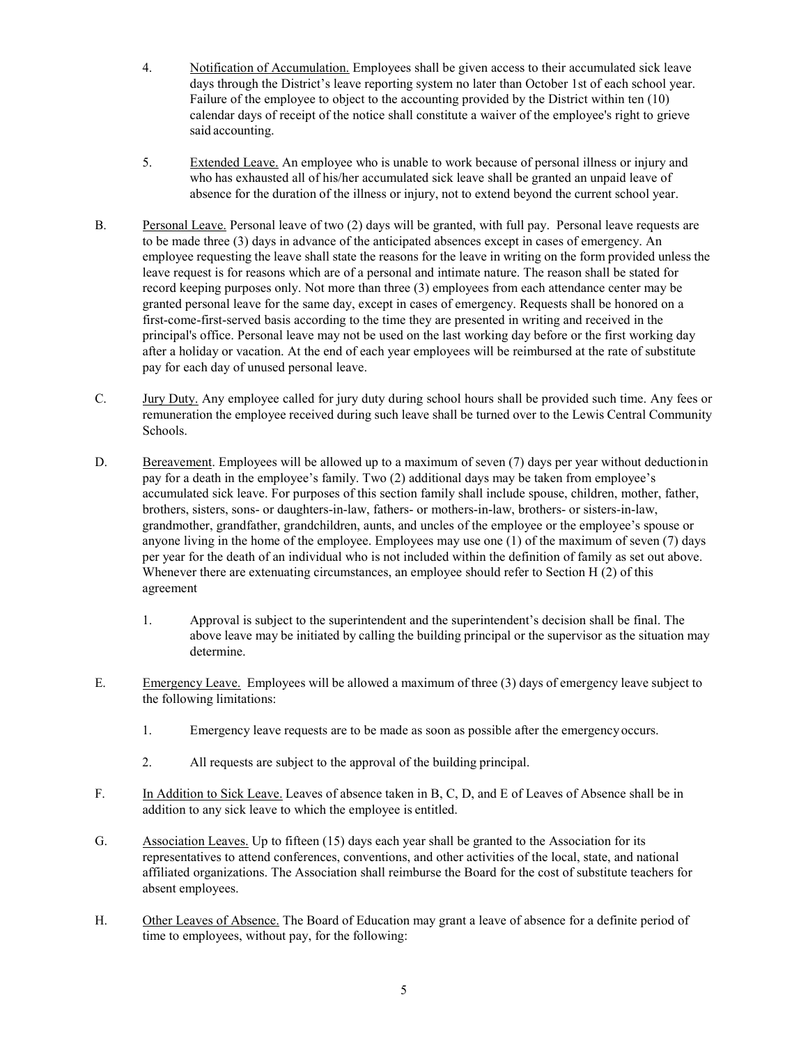4. <u>Notification of Accumulation.</u> Employees shall be given access to their accumulated sick leave days through the District's leave reporting system no later than October 1st of each school year. Failure of the employee to object to the accounting provided by the District within ten (10) calendar days of receipt of the notice shall constitute a waiver of the employee's right to grieve said accounting.

5. <u>Extended Leave.</u> An employee who is unable to work because of personal illness or injury and who has exhausted all of his/her accumulated sick leave shall be granted an unpaid leave of absence for the duration of the illness or injury, not to extend beyond the current school year.

B. <u>Personal Leave.</u> Personal leave of two (2) days will be granted, with full pay. Personal leave requests are to be made three (3) days in advance of the anticipated absences except in cases of emergency. An employee requesting the leave shall state the reasons for the leave in writing on the form provided unless the leave request is for reasons which are of a personal and intimate nature. The reason shall be stated for record keeping purposes only. Not more than three (3) employees from each attendance center may be granted personal leave for the same day, except in cases of emergency. Requests shall be honored on a first-come-first-served basis according to the time they are presented in writing and received in the principal's office. Personal leave may not be used on the last working day before or the first working day after a holiday or vacation. At the end of each year employees will be reimbursed at the rate of substitute pay for each day of unused personal leave.

C. <u>Jury Duty.</u> Any employee called for jury duty during school hours shall be provided such time. Any fees or remuneration the employee received during such leave shall be turned over to the Lewis Central Community Schools.

D. <u>Bereavement</u>. Employees will be allowed up to a maximum of seven (7) days per year without deduction in pay for a death in the employee's family. Two (2) additional days may be taken from employee's accumulated sick leave. For purposes of this section family shall include spouse, children, mother, father, brothers, sisters, sons- or daughters-in-law, fathers- or mothers-in-law, brothers- or sisters-in-law, grandmother, grandfather, grandchildren, aunts, and uncles of the employee or the employee's spouse or anyone living in the home of the employee. Employees may use one (1) of the maximum of seven (7) days per year for the death of an individual who is not included within the definition of family as set out above. Whenever there are extenuating circumstances, an employee should refer to Section H (2) of this agreement

1. Approval is subject to the superintendent and the superintendent's decision shall be final. The above leave may be initiated by calling the building principal or the supervisor as the situation may determine.

E. <u>Emergency Leave.</u> Employees will be allowed a maximum of three (3) days of emergency leave subject to the following limitations:

1. Emergency leave requests are to be made as soon as possible after the emergency occurs.

2. All requests are subject to the approval of the building principal.

F. <u>In Addition to Sick Leave.</u> Leaves of absence taken in B, C, D, and E of Leaves of Absence shall be in addition to any sick leave to which the employee is entitled.

G. <u>Association Leaves.</u> Up to fifteen (15) days each year shall be granted to the Association for its representatives to attend conferences, conventions, and other activities of the local, state, and national affiliated organizations. The Association shall reimburse the Board for the cost of substitute teachers for absent employees.

H. <u>Other Leaves of Absence.</u> The Board of Education may grant a leave of absence for a definite period of time to employees, without pay, for the following: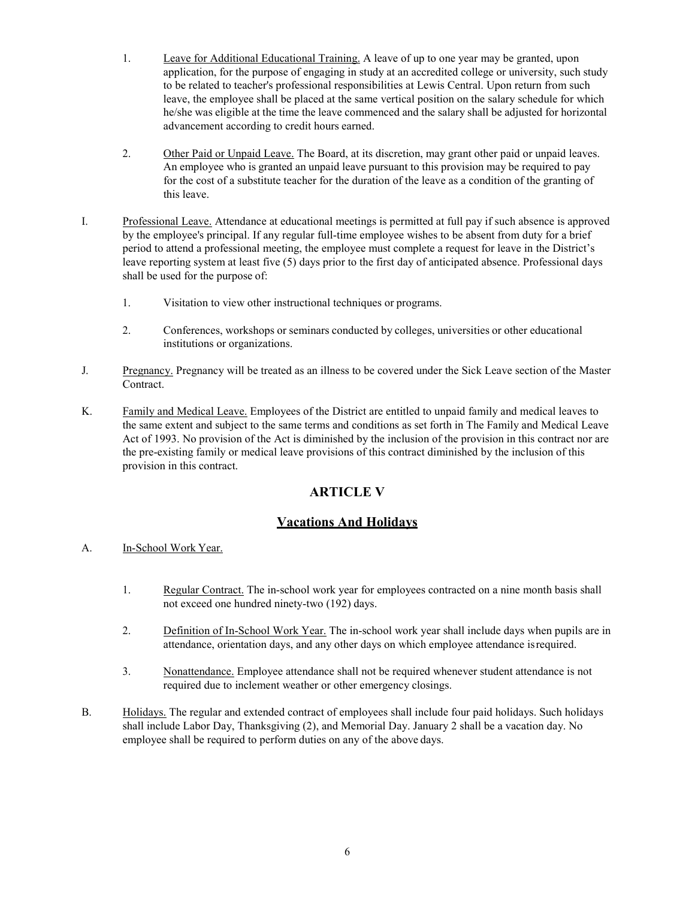1. Leave for Additional Educational Training. A leave of up to one year may be granted, upon application, for the purpose of engaging in study at an accredited college or university, such study to be related to teacher's professional responsibilities at Lewis Central. Upon return from such leave, the employee shall be placed at the same vertical position on the salary schedule for which he/she was eligible at the time the leave commenced and the salary shall be adjusted for horizontal advancement according to credit hours earned.

2. Other Paid or Unpaid Leave. The Board, at its discretion, may grant other paid or unpaid leaves. An employee who is granted an unpaid leave pursuant to this provision may be required to pay for the cost of a substitute teacher for the duration of the leave as a condition of the granting of this leave.

I. Professional Leave. Attendance at educational meetings is permitted at full pay if such absence is approved by the employee's principal. If any regular full-time employee wishes to be absent from duty for a brief period to attend a professional meeting, the employee must complete a request for leave in the District's leave reporting system at least five (5) days prior to the first day of anticipated absence. Professional days shall be used for the purpose of:

   1. Visitation to view other instructional techniques or programs.

   2. Conferences, workshops or seminars conducted by colleges, universities or other educational institutions or organizations.

J. Pregnancy. Pregnancy will be treated as an illness to be covered under the Sick Leave section of the Master Contract.

K. Family and Medical Leave. Employees of the District are entitled to unpaid family and medical leaves to the same extent and subject to the same terms and conditions as set forth in The Family and Medical Leave Act of 1993. No provision of the Act is diminished by the inclusion of the provision in this contract nor are the pre-existing family or medical leave provisions of this contract diminished by the inclusion of this provision in this contract.

## ARTICLE V

## Vacations And Holidays

A. In-School Work Year.

   1. Regular Contract. The in-school work year for employees contracted on a nine month basis shall not exceed one hundred ninety-two (192) days.

   2. Definition of In-School Work Year. The in-school work year shall include days when pupils are in attendance, orientation days, and any other days on which employee attendance is required.

   3. Nonattendance. Employee attendance shall not be required whenever student attendance is not required due to inclement weather or other emergency closings.

B. Holidays. The regular and extended contract of employees shall include four paid holidays. Such holidays shall include Labor Day, Thanksgiving (2), and Memorial Day. January 2 shall be a vacation day. No employee shall be required to perform duties on any of the above days.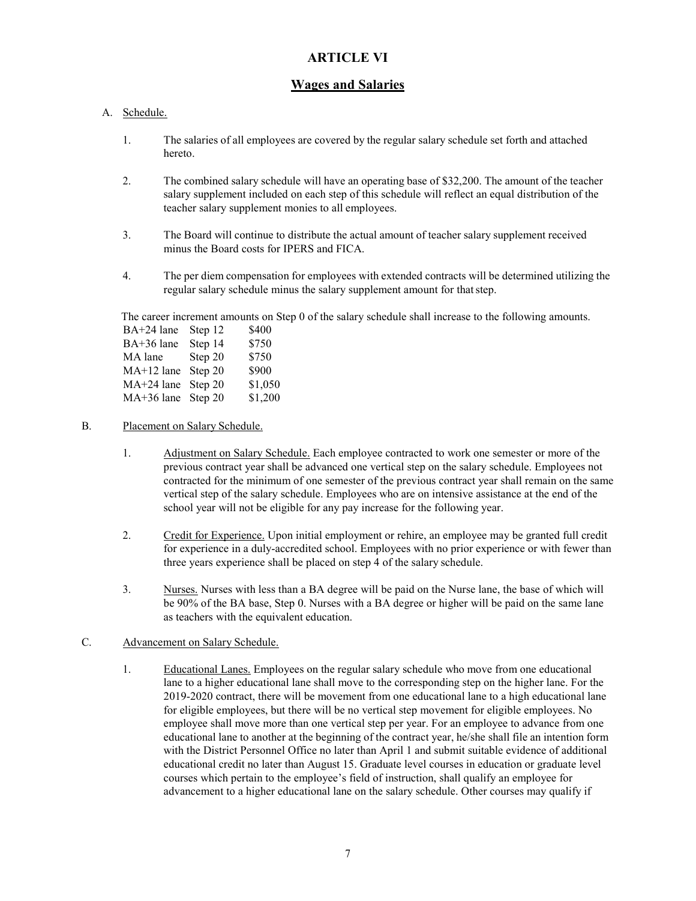# ARTICLE VI

## Wages and Salaries

A. Schedule.

1. The salaries of all employees are covered by the regular salary schedule set forth and attached hereto.

2. The combined salary schedule will have an operating base of $32,200. The amount of the teacher salary supplement included on each step of this schedule will reflect an equal distribution of the teacher salary supplement monies to all employees.

3. The Board will continue to distribute the actual amount of teacher salary supplement received minus the Board costs for IPERS and FICA.

4. The per diem compensation for employees with extended contracts will be determined utilizing the regular salary schedule minus the salary supplement amount for that step.

The career increment amounts on Step 0 of the salary schedule shall increase to the following amounts.

| | | |
|---|---|---|
| BA+24 lane | Step 12 | $400 |
| BA+36 lane | Step 14 | $750 |
| MA lane | Step 20 | $750 |
| MA+12 lane | Step 20 | $900 |
| MA+24 lane | Step 20 | $1,050 |
| MA+36 lane | Step 20 | $1,200 |

B. Placement on Salary Schedule.

1. Adjustment on Salary Schedule. Each employee contracted to work one semester or more of the previous contract year shall be advanced one vertical step on the salary schedule. Employees not contracted for the minimum of one semester of the previous contract year shall remain on the same vertical step of the salary schedule. Employees who are on intensive assistance at the end of the school year will not be eligible for any pay increase for the following year.

2. Credit for Experience. Upon initial employment or rehire, an employee may be granted full credit for experience in a duly-accredited school. Employees with no prior experience or with fewer than three years experience shall be placed on step 4 of the salary schedule.

3. Nurses. Nurses with less than a BA degree will be paid on the Nurse lane, the base of which will be 90% of the BA base, Step 0. Nurses with a BA degree or higher will be paid on the same lane as teachers with the equivalent education.

C. Advancement on Salary Schedule.

1. Educational Lanes. Employees on the regular salary schedule who move from one educational lane to a higher educational lane shall move to the corresponding step on the higher lane. For the 2019-2020 contract, there will be movement from one educational lane to a high educational lane for eligible employees, but there will be no vertical step movement for eligible employees. No employee shall move more than one vertical step per year. For an employee to advance from one educational lane to another at the beginning of the contract year, he/she shall file an intention form with the District Personnel Office no later than April 1 and submit suitable evidence of additional educational credit no later than August 15. Graduate level courses in education or graduate level courses which pertain to the employee's field of instruction, shall qualify an employee for advancement to a higher educational lane on the salary schedule. Other courses may qualify if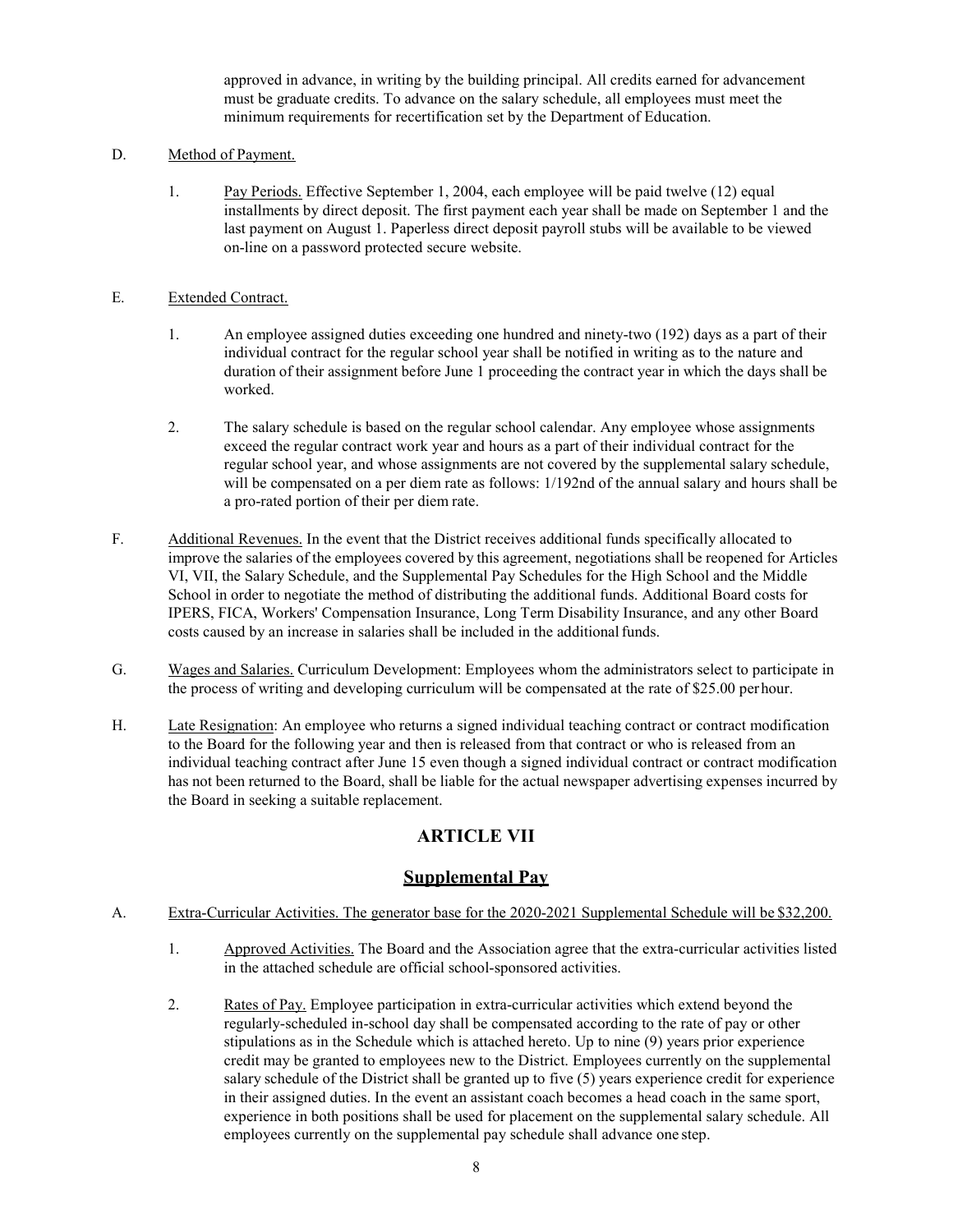approved in advance, in writing by the building principal. All credits earned for advancement must be graduate credits. To advance on the salary schedule, all employees must meet the minimum requirements for recertification set by the Department of Education.

D. Method of Payment.

1. Pay Periods. Effective September 1, 2004, each employee will be paid twelve (12) equal installments by direct deposit. The first payment each year shall be made on September 1 and the last payment on August 1. Paperless direct deposit payroll stubs will be available to be viewed on-line on a password protected secure website.

E. Extended Contract.

1. An employee assigned duties exceeding one hundred and ninety-two (192) days as a part of their individual contract for the regular school year shall be notified in writing as to the nature and duration of their assignment before June 1 proceeding the contract year in which the days shall be worked.

2. The salary schedule is based on the regular school calendar. Any employee whose assignments exceed the regular contract work year and hours as a part of their individual contract for the regular school year, and whose assignments are not covered by the supplemental salary schedule, will be compensated on a per diem rate as follows: 1/192nd of the annual salary and hours shall be a pro-rated portion of their per diem rate.

F. Additional Revenues. In the event that the District receives additional funds specifically allocated to improve the salaries of the employees covered by this agreement, negotiations shall be reopened for Articles VI, VII, the Salary Schedule, and the Supplemental Pay Schedules for the High School and the Middle School in order to negotiate the method of distributing the additional funds. Additional Board costs for IPERS, FICA, Workers' Compensation Insurance, Long Term Disability Insurance, and any other Board costs caused by an increase in salaries shall be included in the additional funds.

G. Wages and Salaries. Curriculum Development: Employees whom the administrators select to participate in the process of writing and developing curriculum will be compensated at the rate of $25.00 per hour.

H. Late Resignation: An employee who returns a signed individual teaching contract or contract modification to the Board for the following year and then is released from that contract or who is released from an individual teaching contract after June 15 even though a signed individual contract or contract modification has not been returned to the Board, shall be liable for the actual newspaper advertising expenses incurred by the Board in seeking a suitable replacement.

# ARTICLE VII

## Supplemental Pay

A. Extra-Curricular Activities. The generator base for the 2020-2021 Supplemental Schedule will be $32,200.

1. Approved Activities. The Board and the Association agree that the extra-curricular activities listed in the attached schedule are official school-sponsored activities.

2. Rates of Pay. Employee participation in extra-curricular activities which extend beyond the regularly-scheduled in-school day shall be compensated according to the rate of pay or other stipulations as in the Schedule which is attached hereto. Up to nine (9) years prior experience credit may be granted to employees new to the District. Employees currently on the supplemental salary schedule of the District shall be granted up to five (5) years experience credit for experience in their assigned duties. In the event an assistant coach becomes a head coach in the same sport, experience in both positions shall be used for placement on the supplemental salary schedule. All employees currently on the supplemental pay schedule shall advance one step.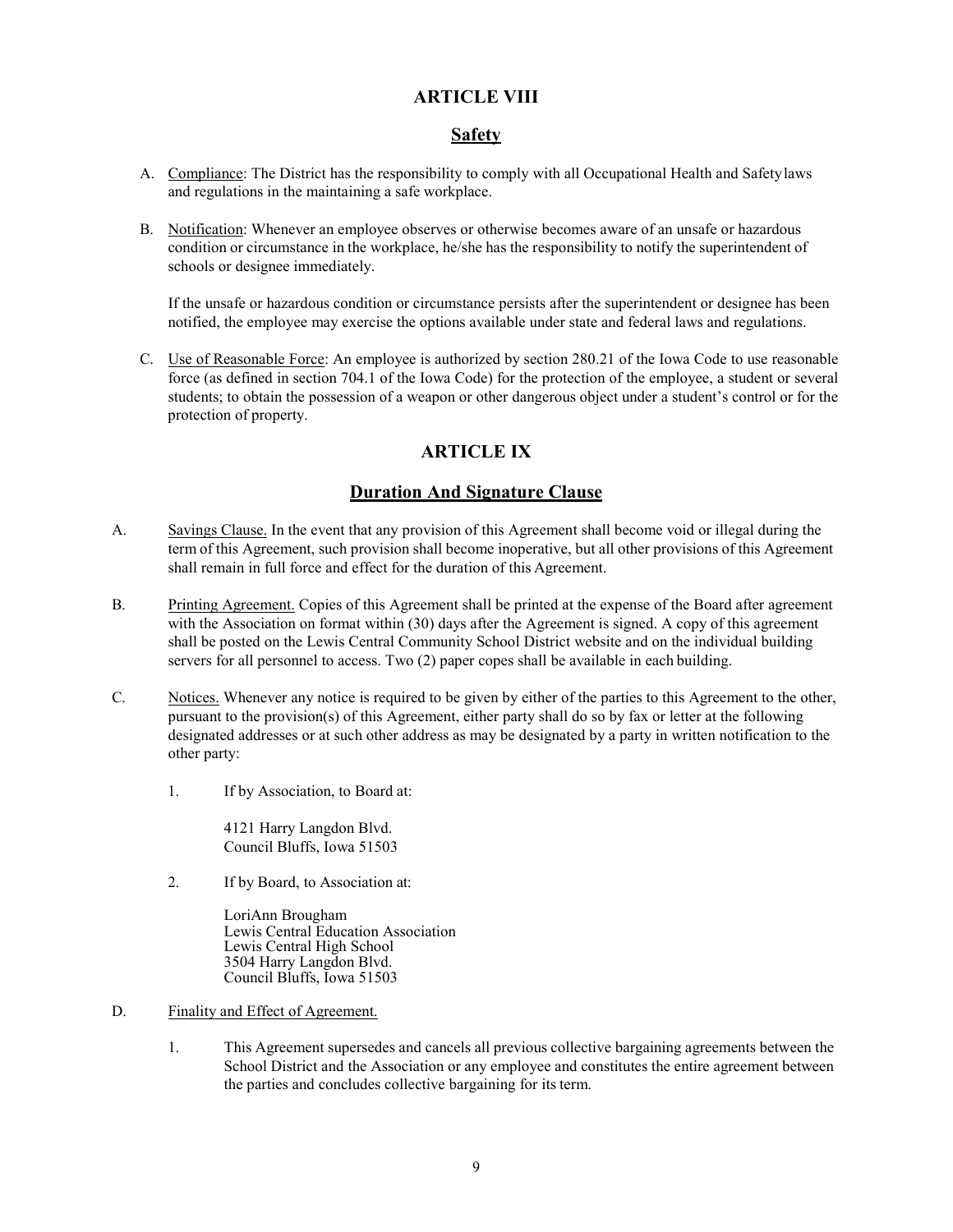## ARTICLE VIII

### Safety

A. Compliance: The District has the responsibility to comply with all Occupational Health and Safety laws and regulations in the maintaining a safe workplace.

B. Notification: Whenever an employee observes or otherwise becomes aware of an unsafe or hazardous condition or circumstance in the workplace, he/she has the responsibility to notify the superintendent of schools or designee immediately.

   If the unsafe or hazardous condition or circumstance persists after the superintendent or designee has been notified, the employee may exercise the options available under state and federal laws and regulations.

C. Use of Reasonable Force: An employee is authorized by section 280.21 of the Iowa Code to use reasonable force (as defined in section 704.1 of the Iowa Code) for the protection of the employee, a student or several students; to obtain the possession of a weapon or other dangerous object under a student's control or for the protection of property.

## ARTICLE IX

### Duration And Signature Clause

A. Savings Clause. In the event that any provision of this Agreement shall become void or illegal during the term of this Agreement, such provision shall become inoperative, but all other provisions of this Agreement shall remain in full force and effect for the duration of this Agreement.

B. Printing Agreement. Copies of this Agreement shall be printed at the expense of the Board after agreement with the Association on format within (30) days after the Agreement is signed. A copy of this agreement shall be posted on the Lewis Central Community School District website and on the individual building servers for all personnel to access. Two (2) paper copes shall be available in each building.

C. Notices. Whenever any notice is required to be given by either of the parties to this Agreement to the other, pursuant to the provision(s) of this Agreement, either party shall do so by fax or letter at the following designated addresses or at such other address as may be designated by a party in written notification to the other party:

   1. If by Association, to Board at:

      4121 Harry Langdon Blvd.
      Council Bluffs, Iowa 51503

   2. If by Board, to Association at:

      LoriAnn Brougham
      Lewis Central Education Association
      Lewis Central High School
      3504 Harry Langdon Blvd.
      Council Bluffs, Iowa 51503

D. Finality and Effect of Agreement.

   1. This Agreement supersedes and cancels all previous collective bargaining agreements between the School District and the Association or any employee and constitutes the entire agreement between the parties and concludes collective bargaining for its term.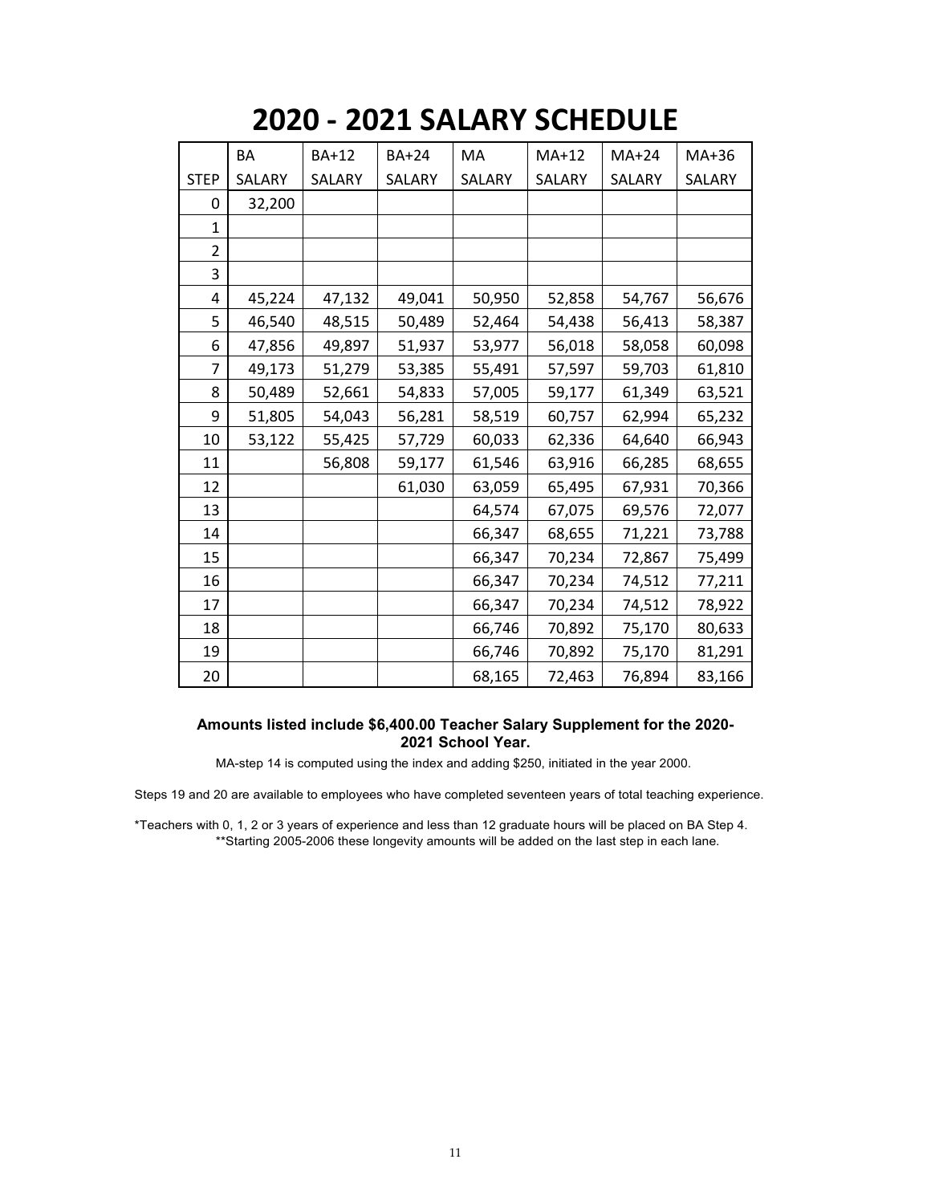# 2020 - 2021 SALARY SCHEDULE

| STEP | BA SALARY | BA+12 SALARY | BA+24 SALARY | MA SALARY | MA+12 SALARY | MA+24 SALARY | MA+36 SALARY |
|---|---|---|---|---|---|---|---|
| 0 | 32,200 | | | | | | |
| 1 | | | | | | | |
| 2 | | | | | | | |
| 3 | | | | | | | |
| 4 | 45,224 | 47,132 | 49,041 | 50,950 | 52,858 | 54,767 | 56,676 |
| 5 | 46,540 | 48,515 | 50,489 | 52,464 | 54,438 | 56,413 | 58,387 |
| 6 | 47,856 | 49,897 | 51,937 | 53,977 | 56,018 | 58,058 | 60,098 |
| 7 | 49,173 | 51,279 | 53,385 | 55,491 | 57,597 | 59,703 | 61,810 |
| 8 | 50,489 | 52,661 | 54,833 | 57,005 | 59,177 | 61,349 | 63,521 |
| 9 | 51,805 | 54,043 | 56,281 | 58,519 | 60,757 | 62,994 | 65,232 |
| 10 | 53,122 | 55,425 | 57,729 | 60,033 | 62,336 | 64,640 | 66,943 |
| 11 | | 56,808 | 59,177 | 61,546 | 63,916 | 66,285 | 68,655 |
| 12 | | | 61,030 | 63,059 | 65,495 | 67,931 | 70,366 |
| 13 | | | | 64,574 | 67,075 | 69,576 | 72,077 |
| 14 | | | | 66,347 | 68,655 | 71,221 | 73,788 |
| 15 | | | | 66,347 | 70,234 | 72,867 | 75,499 |
| 16 | | | | 66,347 | 70,234 | 74,512 | 77,211 |
| 17 | | | | 66,347 | 70,234 | 74,512 | 78,922 |
| 18 | | | | 66,746 | 70,892 | 75,170 | 80,633 |
| 19 | | | | 66,746 | 70,892 | 75,170 | 81,291 |
| 20 | | | | 68,165 | 72,463 | 76,894 | 83,166 |

**Amounts listed include $6,400.00 Teacher Salary Supplement for the 2020-2021 School Year.**

MA-step 14 is computed using the index and adding $250, initiated in the year 2000.

Steps 19 and 20 are available to employees who have completed seventeen years of total teaching experience.

*Teachers with 0, 1, 2 or 3 years of experience and less than 12 graduate hours will be placed on BA Step 4.

**Starting 2005-2006 these longevity amounts will be added on the last step in each lane.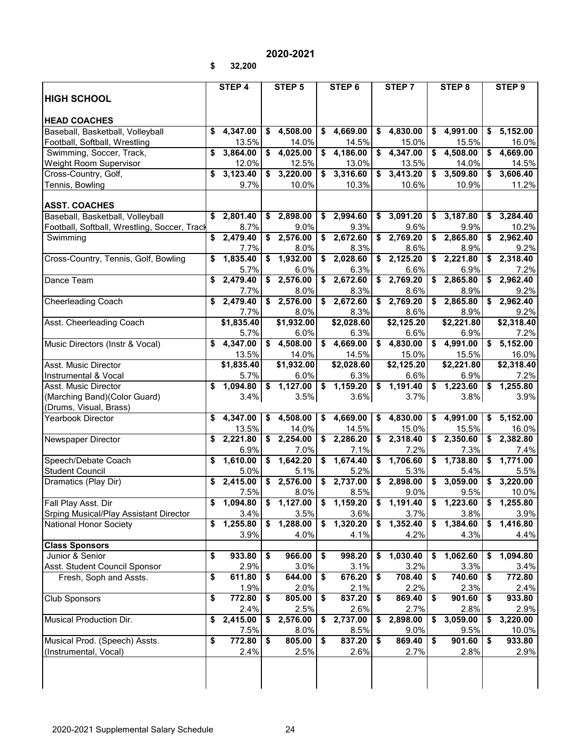## 2020-2021

$ 32,200

| HIGH SCHOOL | STEP 4 | STEP 5 | STEP 6 | STEP 7 | STEP 8 | STEP 9 |
|---|---|---|---|---|---|---|
| **HEAD COACHES** | | | | | | |
| Baseball, Basketball, Volleyball | $ 4,347.00 | $ 4,508.00 | $ 4,669.00 | $ 4,830.00 | $ 4,991.00 | $ 5,152.00 |
| Football, Softball, Wrestling | 13.5% | 14.0% | 14.5% | 15.0% | 15.5% | 16.0% |
| Swimming, Soccer, Track, | $ 3,864.00 | $ 4,025.00 | $ 4,186.00 | $ 4,347.00 | $ 4,508.00 | $ 4,669.00 |
| Weight Room Supervisor | 12.0% | 12.5% | 13.0% | 13.5% | 14.0% | 14.5% |
| Cross-Country, Golf, | $ 3,123.40 | $ 3,220.00 | $ 3,316.60 | $ 3,413.20 | $ 3,509.80 | $ 3,606.40 |
| Tennis, Bowling | 9.7% | 10.0% | 10.3% | 10.6% | 10.9% | 11.2% |
| **ASST. COACHES** | | | | | | |
| Baseball, Basketball, Volleyball | $ 2,801.40 | $ 2,898.00 | $ 2,994.60 | $ 3,091.20 | $ 3,187.80 | $ 3,284.40 |
| Football, Softball, Wrestling, Soccer, Track | 8.7% | 9.0% | 9.3% | 9.6% | 9.9% | 10.2% |
| Swimming | $ 2,479.40 | $ 2,576.00 | $ 2,672.60 | $ 2,769.20 | $ 2,865.80 | $ 2,962.40 |
| | 7.7% | 8.0% | 8.3% | 8.6% | 8.9% | 9.2% |
| Cross-Country, Tennis, Golf, Bowling | $ 1,835.40 | $ 1,932.00 | $ 2,028.60 | $ 2,125.20 | $ 2,221.80 | $ 2,318.40 |
| | 5.7% | 6.0% | 6.3% | 6.6% | 6.9% | 7.2% |
| Dance Team | $ 2,479.40 | $ 2,576.00 | $ 2,672.60 | $ 2,769.20 | $ 2,865.80 | $ 2,962.40 |
| | 7.7% | 8.0% | 8.3% | 8.6% | 8.9% | 9.2% |
| Cheerleading Coach | $ 2,479.40 | $ 2,576.00 | $ 2,672.60 | $ 2,769.20 | $ 2,865.80 | $ 2,962.40 |
| | 7.7% | 8.0% | 8.3% | 8.6% | 8.9% | 9.2% |
| Asst. Cheerleading Coach | $1,835.40 | $1,932.00 | $2,028.60 | $2,125.20 | $2,221.80 | $2,318.40 |
| | 5.7% | 6.0% | 6.3% | 6.6% | 6.9% | 7.2% |
| Music Directors (Instr & Vocal) | $ 4,347.00 | $ 4,508.00 | $ 4,669.00 | $ 4,830.00 | $ 4,991.00 | $ 5,152.00 |
| | 13.5% | 14.0% | 14.5% | 15.0% | 15.5% | 16.0% |
| Asst. Music Director | $1,835.40 | $1,932.00 | $2,028.60 | $2,125.20 | $2,221.80 | $2,318.40 |
| Instrumental & Vocal | 5.7% | 6.0% | 6.3% | 6.6% | 6.9% | 7.2% |
| Asst. Music Director | $ 1,094.80 | $ 1,127.00 | $ 1,159.20 | $ 1,191.40 | $ 1,223.60 | $ 1,255.80 |
| (Marching Band)(Color Guard) | 3.4% | 3.5% | 3.6% | 3.7% | 3.8% | 3.9% |
| (Drums, Visual, Brass) | | | | | | |
| Yearbook Director | $ 4,347.00 | $ 4,508.00 | $ 4,669.00 | $ 4,830.00 | $ 4,991.00 | $ 5,152.00 |
| | 13.5% | 14.0% | 14.5% | 15.0% | 15.5% | 16.0% |
| Newspaper Director | $ 2,221.80 | $ 2,254.00 | $ 2,286.20 | $ 2,318.40 | $ 2,350.60 | $ 2,382.80 |
| | 6.9% | 7.0% | 7.1% | 7.2% | 7.3% | 7.4% |
| Speech/Debate Coach | $ 1,610.00 | $ 1,642.20 | $ 1,674.40 | $ 1,706.60 | $ 1,738.80 | $ 1,771.00 |
| Student Council | 5.0% | 5.1% | 5.2% | 5.3% | 5.4% | 5.5% |
| Dramatics (Play Dir) | $ 2,415.00 | $ 2,576.00 | $ 2,737.00 | $ 2,898.00 | $ 3,059.00 | $ 3,220.00 |
| | 7.5% | 8.0% | 8.5% | 9.0% | 9.5% | 10.0% |
| Fall Play Asst. Dir | $ 1,094.80 | $ 1,127.00 | $ 1,159.20 | $ 1,191.40 | $ 1,223.60 | $ 1,255.80 |
| Srping Musical/Play Assistant Director | 3.4% | 3.5% | 3.6% | 3.7% | 3.8% | 3.9% |
| National Honor Society | $ 1,255.80 | $ 1,288.00 | $ 1,320.20 | $ 1,352.40 | $ 1,384.60 | $ 1,416.80 |
| | 3.9% | 4.0% | 4.1% | 4.2% | 4.3% | 4.4% |
| **Class Sponsors** | | | | | | |
| Junior & Senior | $ 933.80 | $ 966.00 | $ 998.20 | $ 1,030.40 | $ 1,062.60 | $ 1,094.80 |
| Asst. Student Council Sponsor | 2.9% | 3.0% | 3.1% | 3.2% | 3.3% | 3.4% |
| Fresh, Soph and Assts. | $ 611.80 | $ 644.00 | $ 676.20 | $ 708.40 | $ 740.60 | $ 772.80 |
| | 1.9% | 2.0% | 2.1% | 2.2% | 2.3% | 2.4% |
| Club Sponsors | $ 772.80 | $ 805.00 | $ 837.20 | $ 869.40 | $ 901.60 | $ 933.80 |
| | 2.4% | 2.5% | 2.6% | 2.7% | 2.8% | 2.9% |
| Musical Production Dir. | $ 2,415.00 | $ 2,576.00 | $ 2,737.00 | $ 2,898.00 | $ 3,059.00 | $ 3,220.00 |
| | 7.5% | 8.0% | 8.5% | 9.0% | 9.5% | 10.0% |
| Musical Prod. (Speech) Assts. | $ 772.80 | $ 805.00 | $ 837.20 | $ 869.40 | $ 901.60 | $ 933.80 |
| (Instrumental, Vocal) | 2.4% | 2.5% | 2.6% | 2.7% | 2.8% | 2.9% |

2020-2021 Supplemental Salary Schedule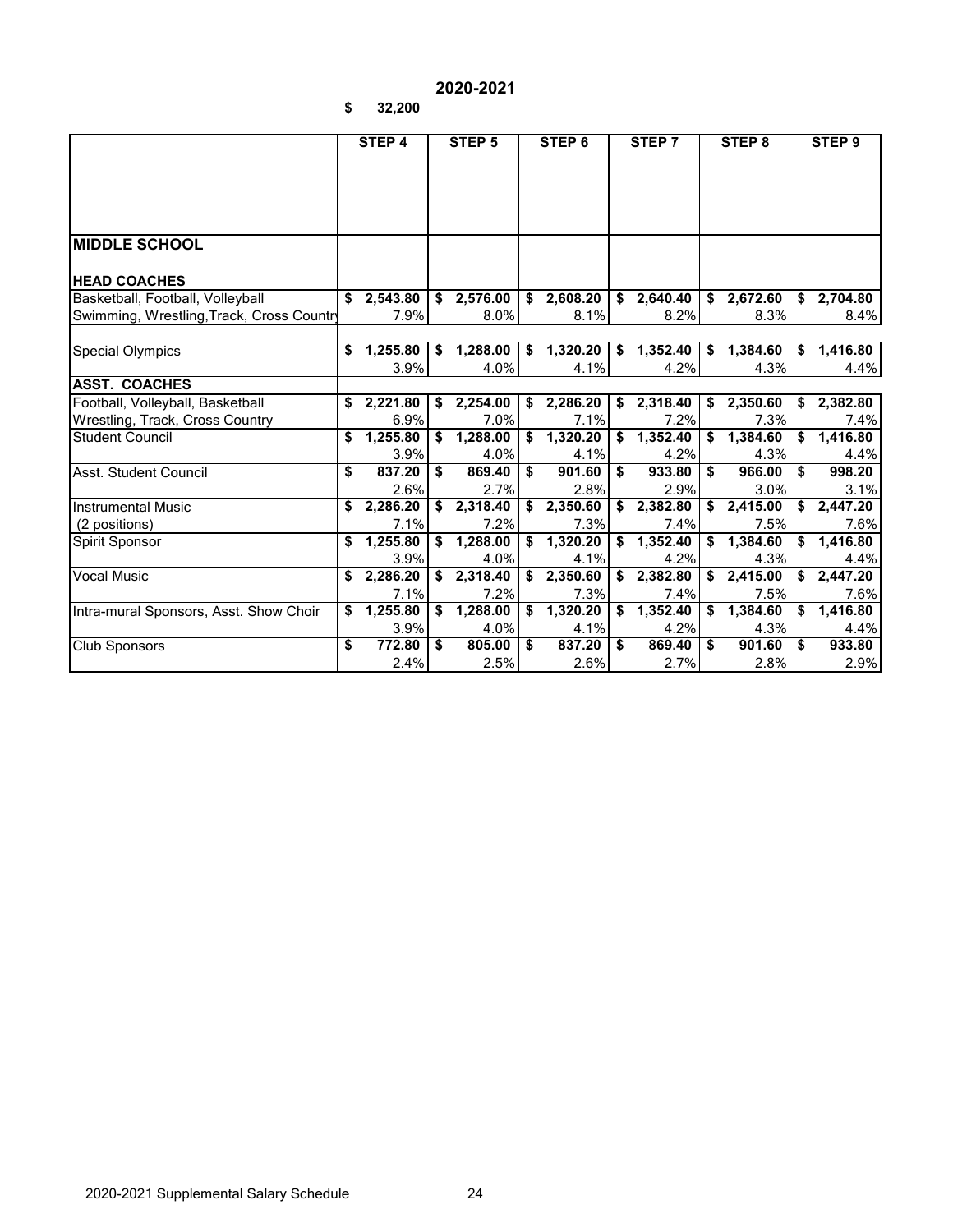## 2020-2021

$ 32,200

| | STEP 4 | STEP 5 | STEP 6 | STEP 7 | STEP 8 | STEP 9 |
|---|---|---|---|---|---|---|
| **MIDDLE SCHOOL** | | | | | | |
| **HEAD COACHES** | | | | | | |
| Basketball, Football, Volleyball | $ 2,543.80 | $ 2,576.00 | $ 2,608.20 | $ 2,640.40 | $ 2,672.60 | $ 2,704.80 |
| Swimming, Wrestling,Track, Cross Country | 7.9% | 8.0% | 8.1% | 8.2% | 8.3% | 8.4% |
| Special Olympics | $ 1,255.80 | $ 1,288.00 | $ 1,320.20 | $ 1,352.40 | $ 1,384.60 | $ 1,416.80 |
| | 3.9% | 4.0% | 4.1% | 4.2% | 4.3% | 4.4% |
| **ASST. COACHES** | | | | | | |
| Football, Volleyball, Basketball | $ 2,221.80 | $ 2,254.00 | $ 2,286.20 | $ 2,318.40 | $ 2,350.60 | $ 2,382.80 |
| Wrestling, Track, Cross Country | 6.9% | 7.0% | 7.1% | 7.2% | 7.3% | 7.4% |
| Student Council | $ 1,255.80 | $ 1,288.00 | $ 1,320.20 | $ 1,352.40 | $ 1,384.60 | $ 1,416.80 |
| | 3.9% | 4.0% | 4.1% | 4.2% | 4.3% | 4.4% |
| Asst. Student Council | $ 837.20 | $ 869.40 | $ 901.60 | $ 933.80 | $ 966.00 | $ 998.20 |
| | 2.6% | 2.7% | 2.8% | 2.9% | 3.0% | 3.1% |
| Instrumental Music | $ 2,286.20 | $ 2,318.40 | $ 2,350.60 | $ 2,382.80 | $ 2,415.00 | $ 2,447.20 |
| (2 positions) | 7.1% | 7.2% | 7.3% | 7.4% | 7.5% | 7.6% |
| Spirit Sponsor | $ 1,255.80 | $ 1,288.00 | $ 1,320.20 | $ 1,352.40 | $ 1,384.60 | $ 1,416.80 |
| | 3.9% | 4.0% | 4.1% | 4.2% | 4.3% | 4.4% |
| Vocal Music | $ 2,286.20 | $ 2,318.40 | $ 2,350.60 | $ 2,382.80 | $ 2,415.00 | $ 2,447.20 |
| | 7.1% | 7.2% | 7.3% | 7.4% | 7.5% | 7.6% |
| Intra-mural Sponsors, Asst. Show Choir | $ 1,255.80 | $ 1,288.00 | $ 1,320.20 | $ 1,352.40 | $ 1,384.60 | $ 1,416.80 |
| | 3.9% | 4.0% | 4.1% | 4.2% | 4.3% | 4.4% |
| Club Sponsors | $ 772.80 | $ 805.00 | $ 837.20 | $ 869.40 | $ 901.60 | $ 933.80 |
| | 2.4% | 2.5% | 2.6% | 2.7% | 2.8% | 2.9% |

2020-2021 Supplemental Salary Schedule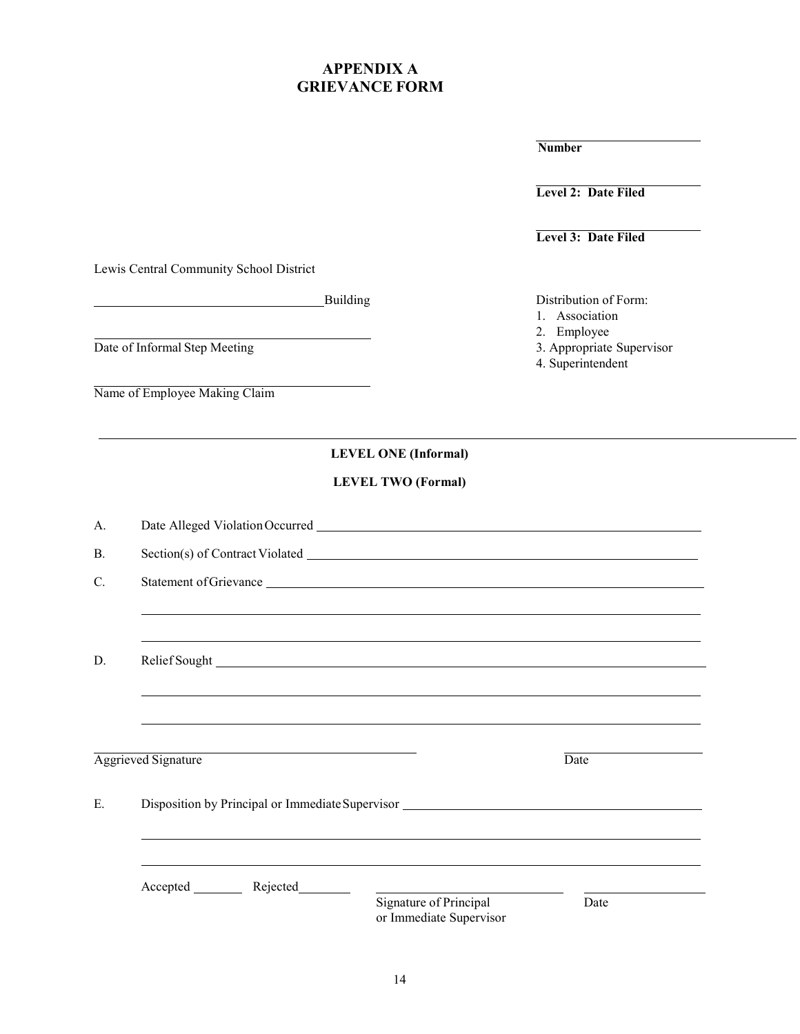# APPENDIX A
# GRIEVANCE FORM

______________________
**Number**

______________________
**Level 2: Date Filed**

______________________
**Level 3: Date Filed**

Lewis Central Community School District

______________________________ Building

______________________________
Date of Informal Step Meeting

______________________________
Name of Employee Making Claim

Distribution of Form:
1. Association
2. Employee
3. Appropriate Supervisor
4. Superintendent

---

**LEVEL ONE (Informal)**

**LEVEL TWO (Formal)**

A. Date Alleged Violation Occurred ______________________________

B. Section(s) of Contract Violated ______________________________

C. Statement of Grievance ______________________________

______________________________

______________________________

D. Relief Sought ______________________________

______________________________

______________________________

______________________________ Aggrieved Signature

______________________ Date

E. Disposition by Principal or Immediate Supervisor ______________________________

______________________________

______________________________

Accepted ________ Rejected ________

______________________________
Signature of Principal
or Immediate Supervisor

______________________
Date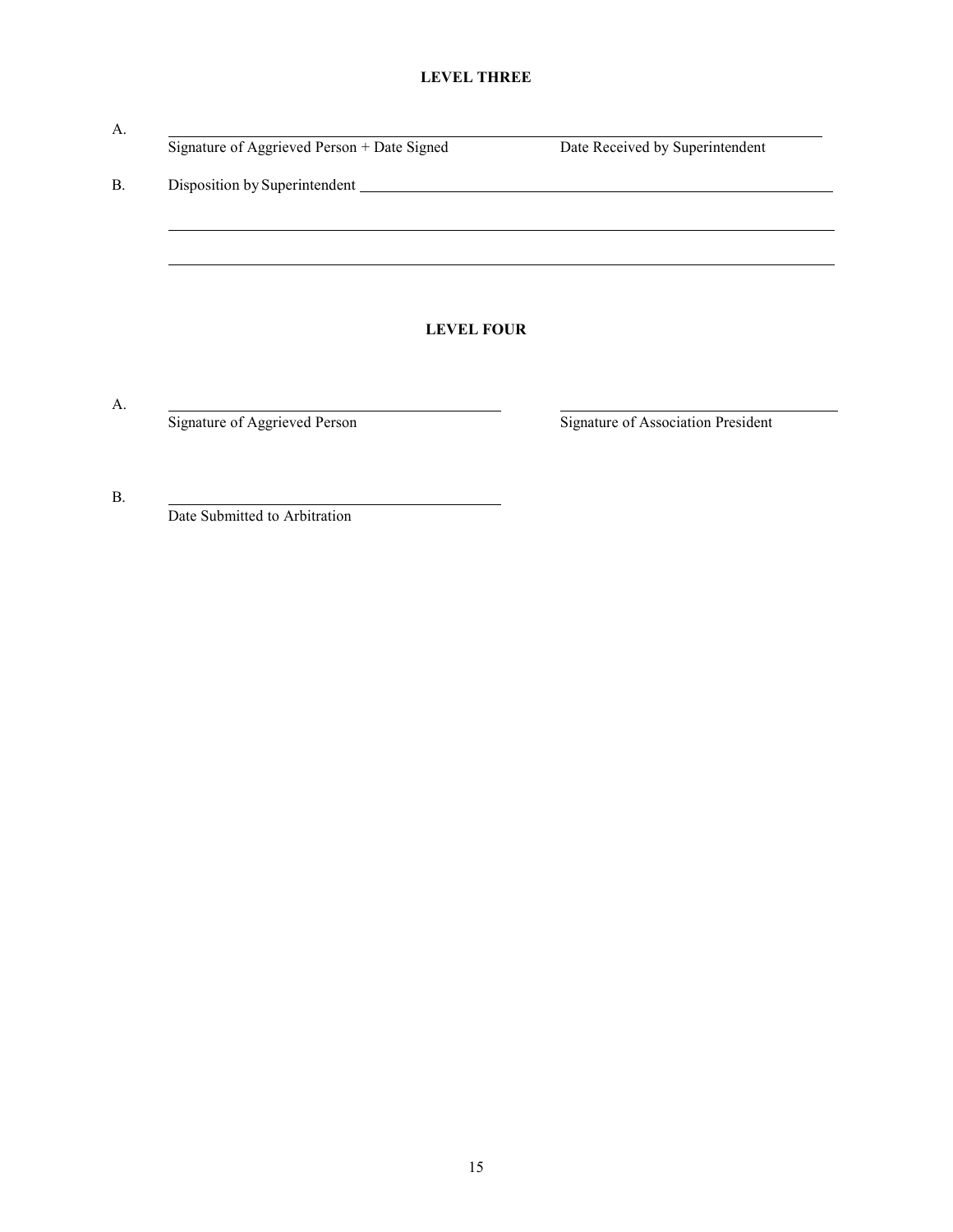**LEVEL THREE**

A. \_\_\_\_\_\_\_\_\_\_\_\_\_\_\_\_\_\_\_\_\_\_\_\_\_\_\_\_\_\_\_\_\_\_\_\_\_\_\_\_\_\_\_\_\_\_\_\_\_\_\_\_\_\_\_\_\_\_\_\_\_\_\_\_\_\_

Signature of Aggrieved Person + Date Signed                    Date Received by Superintendent

B. Disposition by Superintendent \_\_\_\_\_\_\_\_\_\_\_\_\_\_\_\_\_\_\_\_\_\_\_\_\_\_\_\_\_\_\_\_\_\_\_\_\_\_\_\_\_\_\_\_\_\_\_\_\_\_\_\_

\_\_\_\_\_\_\_\_\_\_\_\_\_\_\_\_\_\_\_\_\_\_\_\_\_\_\_\_\_\_\_\_\_\_\_\_\_\_\_\_\_\_\_\_\_\_\_\_\_\_\_\_\_\_\_\_\_\_\_\_\_\_\_\_\_\_\_\_\_\_

\_\_\_\_\_\_\_\_\_\_\_\_\_\_\_\_\_\_\_\_\_\_\_\_\_\_\_\_\_\_\_\_\_\_\_\_\_\_\_\_\_\_\_\_\_\_\_\_\_\_\_\_\_\_\_\_\_\_\_\_\_\_\_\_\_\_\_\_\_\_

**LEVEL FOUR**

A. \_\_\_\_\_\_\_\_\_\_\_\_\_\_\_\_\_\_\_\_\_\_\_\_\_\_\_\_\_\_\_\_\_\_\_\_\_\_          \_\_\_\_\_\_\_\_\_\_\_\_\_\_\_\_\_\_\_\_\_\_\_\_\_\_\_\_\_\_\_\_\_\_\_\_\_\_

Signature of Aggrieved Person                    Signature of Association President

B. \_\_\_\_\_\_\_\_\_\_\_\_\_\_\_\_\_\_\_\_\_\_\_\_\_\_\_\_\_\_\_\_\_\_\_\_\_\_

Date Submitted to Arbitration